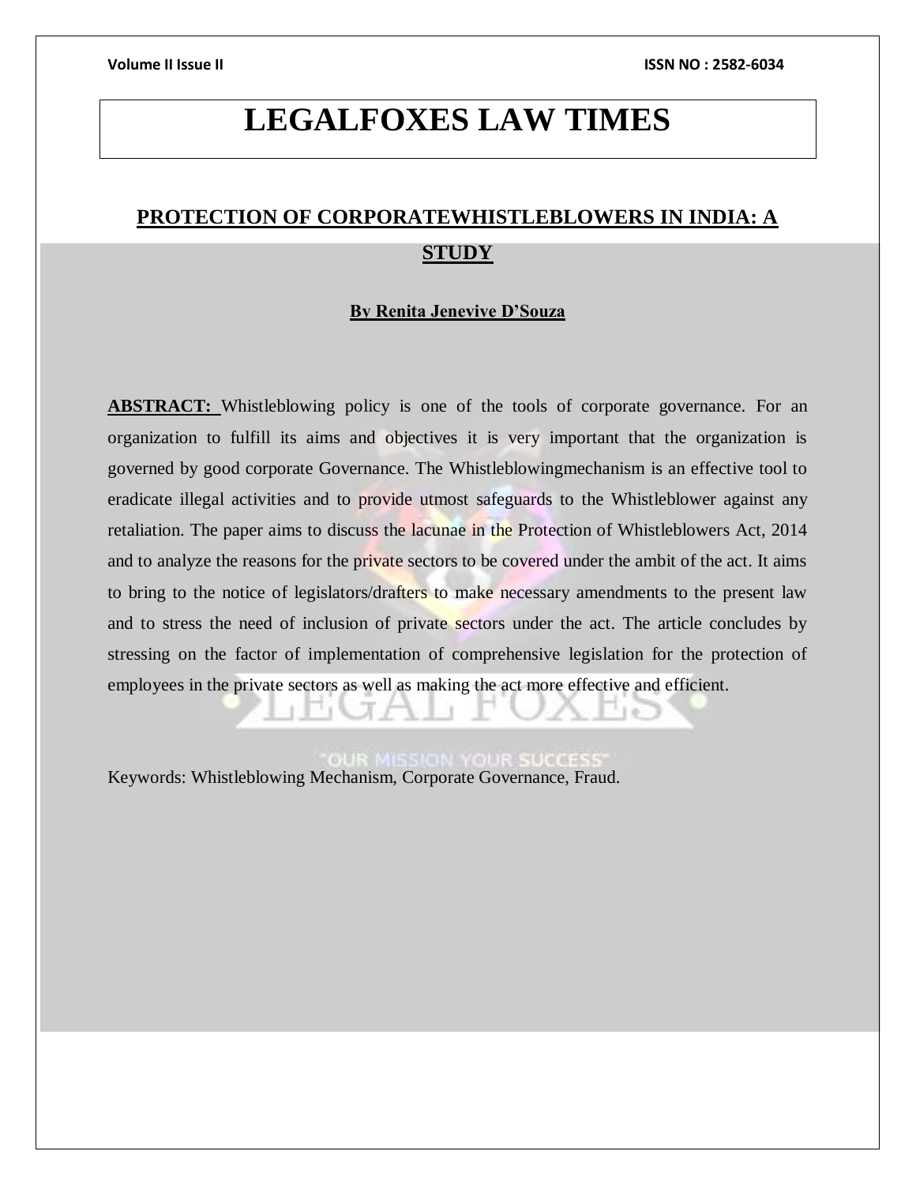# LEGALFOXES LAW TIMES

## PROTECTION OF CORPORATEWHISTLEBLOWERS IN INDIA: A STUDY

**By Renita Jenevive D'Souza**

**ABSTRACT:** Whistleblowing policy is one of the tools of corporate governance. For an organization to fulfill its aims and objectives it is very important that the organization is governed by good corporate Governance. The Whistleblowingmechanism is an effective tool to eradicate illegal activities and to provide utmost safeguards to the Whistleblower against any retaliation. The paper aims to discuss the lacunae in the Protection of Whistleblowers Act, 2014 and to analyze the reasons for the private sectors to be covered under the ambit of the act. It aims to bring to the notice of legislators/drafters to make necessary amendments to the present law and to stress the need of inclusion of private sectors under the act. The article concludes by stressing on the factor of implementation of comprehensive legislation for the protection of employees in the private sectors as well as making the act more effective and efficient.

Keywords: Whistleblowing Mechanism, Corporate Governance, Fraud.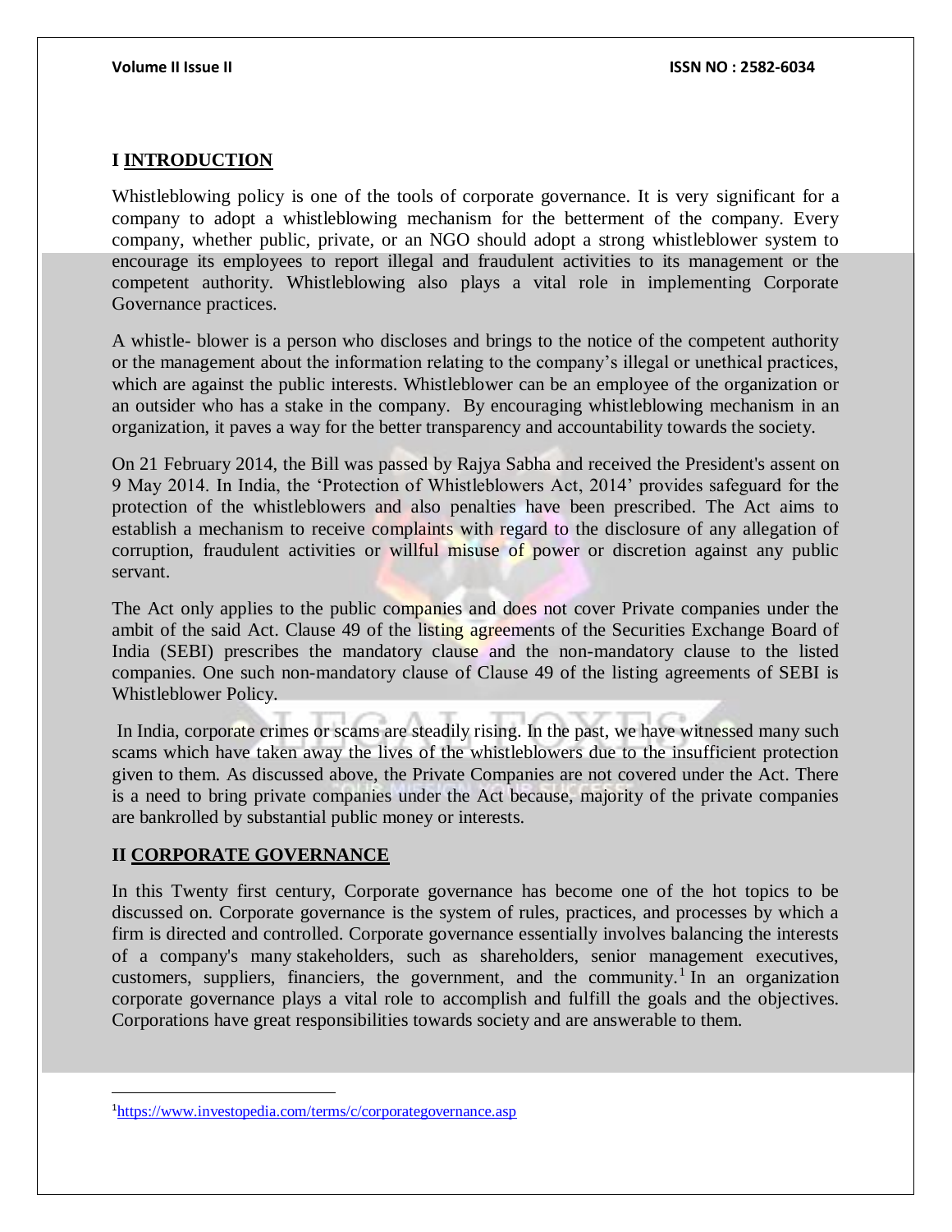## I INTRODUCTION

Whistleblowing policy is one of the tools of corporate governance. It is very significant for a company to adopt a whistleblowing mechanism for the betterment of the company. Every company, whether public, private, or an NGO should adopt a strong whistleblower system to encourage its employees to report illegal and fraudulent activities to its management or the competent authority. Whistleblowing also plays a vital role in implementing Corporate Governance practices.

A whistle- blower is a person who discloses and brings to the notice of the competent authority or the management about the information relating to the company's illegal or unethical practices, which are against the public interests. Whistleblower can be an employee of the organization or an outsider who has a stake in the company. By encouraging whistleblowing mechanism in an organization, it paves a way for the better transparency and accountability towards the society.

On 21 February 2014, the Bill was passed by Rajya Sabha and received the President's assent on 9 May 2014. In India, the 'Protection of Whistleblowers Act, 2014' provides safeguard for the protection of the whistleblowers and also penalties have been prescribed. The Act aims to establish a mechanism to receive complaints with regard to the disclosure of any allegation of corruption, fraudulent activities or willful misuse of power or discretion against any public servant.

The Act only applies to the public companies and does not cover Private companies under the ambit of the said Act. Clause 49 of the listing agreements of the Securities Exchange Board of India (SEBI) prescribes the mandatory clause and the non-mandatory clause to the listed companies. One such non-mandatory clause of Clause 49 of the listing agreements of SEBI is Whistleblower Policy.

In India, corporate crimes or scams are steadily rising. In the past, we have witnessed many such scams which have taken away the lives of the whistleblowers due to the insufficient protection given to them. As discussed above, the Private Companies are not covered under the Act. There is a need to bring private companies under the Act because, majority of the private companies are bankrolled by substantial public money or interests.

## II CORPORATE GOVERNANCE

In this Twenty first century, Corporate governance has become one of the hot topics to be discussed on. Corporate governance is the system of rules, practices, and processes by which a firm is directed and controlled. Corporate governance essentially involves balancing the interests of a company's many stakeholders, such as shareholders, senior management executives, customers, suppliers, financiers, the government, and the community.[1] In an organization corporate governance plays a vital role to accomplish and fulfill the goals and the objectives. Corporations have great responsibilities towards society and are answerable to them.

---

[1] https://www.investopedia.com/terms/c/corporategovernance.asp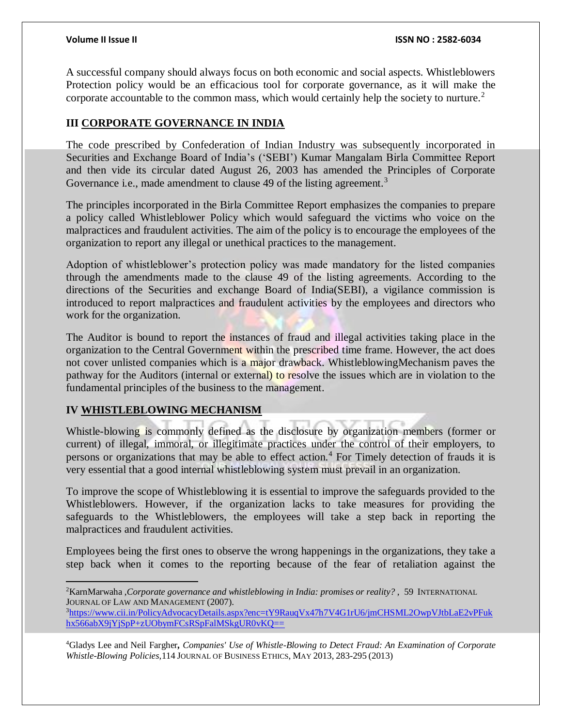A successful company should always focus on both economic and social aspects. Whistleblowers Protection policy would be an efficacious tool for corporate governance, as it will make the corporate accountable to the common mass, which would certainly help the society to nurture.[2]

## III CORPORATE GOVERNANCE IN INDIA

The code prescribed by Confederation of Indian Industry was subsequently incorporated in Securities and Exchange Board of India's ('SEBI') Kumar Mangalam Birla Committee Report and then vide its circular dated August 26, 2003 has amended the Principles of Corporate Governance i.e., made amendment to clause 49 of the listing agreement.[3]

The principles incorporated in the Birla Committee Report emphasizes the companies to prepare a policy called Whistleblower Policy which would safeguard the victims who voice on the malpractices and fraudulent activities. The aim of the policy is to encourage the employees of the organization to report any illegal or unethical practices to the management.

Adoption of whistleblower's protection policy was made mandatory for the listed companies through the amendments made to the clause 49 of the listing agreements. According to the directions of the Securities and exchange Board of India(SEBI), a vigilance commission is introduced to report malpractices and fraudulent activities by the employees and directors who work for the organization.

The Auditor is bound to report the instances of fraud and illegal activities taking place in the organization to the Central Government within the prescribed time frame. However, the act does not cover unlisted companies which is a major drawback. WhistleblowingMechanism paves the pathway for the Auditors (internal or external) to resolve the issues which are in violation to the fundamental principles of the business to the management.

## IV WHISTLEBLOWING MECHANISM

Whistle-blowing is commonly defined as the disclosure by organization members (former or current) of illegal, immoral, or illegitimate practices under the control of their employers, to persons or organizations that may be able to effect action.[4] For Timely detection of frauds it is very essential that a good internal whistleblowing system must prevail in an organization.

To improve the scope of Whistleblowing it is essential to improve the safeguards provided to the Whistleblowers. However, if the organization lacks to take measures for providing the safeguards to the Whistleblowers, the employees will take a step back in reporting the malpractices and fraudulent activities.

Employees being the first ones to observe the wrong happenings in the organizations, they take a step back when it comes to the reporting because of the fear of retaliation against the

---

[2] KarnMarwaha ,*Corporate governance and whistleblowing in India: promises or reality?* , 59 INTERNATIONAL JOURNAL OF LAW AND MANAGEMENT (2007).

[3] https://www.cii.in/PolicyAdvocacyDetails.aspx?enc=tY9RauqVx47h7V4G1rU6/jmCHSML2OwpVJtbLaE2vPFukhx566abX9jYjSpP+zUObymFCsRSpFalMSkgUR0vKQ==

[4] Gladys Lee and Neil Fargher**,** *Companies' Use of Whistle-Blowing to Detect Fraud: An Examination of Corporate Whistle-Blowing Policies*,114 JOURNAL OF BUSINESS ETHICS, MAY 2013, 283-295 (2013)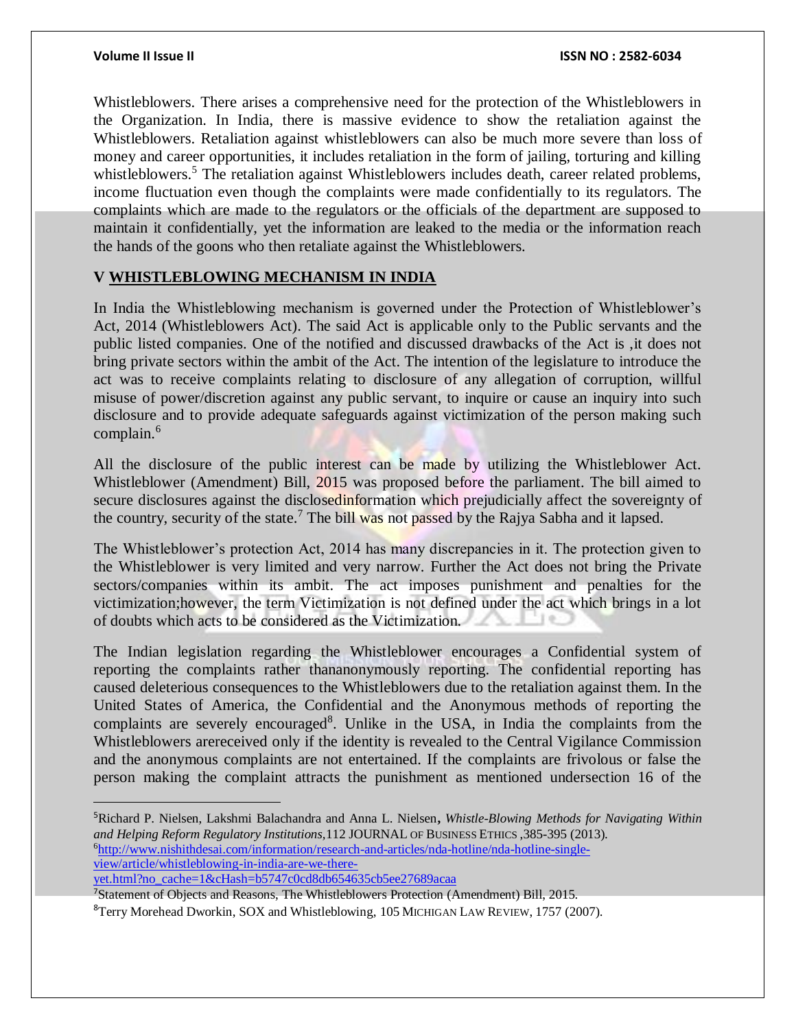Whistleblowers. There arises a comprehensive need for the protection of the Whistleblowers in the Organization. In India, there is massive evidence to show the retaliation against the Whistleblowers. Retaliation against whistleblowers can also be much more severe than loss of money and career opportunities, it includes retaliation in the form of jailing, torturing and killing whistleblowers.[5] The retaliation against Whistleblowers includes death, career related problems, income fluctuation even though the complaints were made confidentially to its regulators. The complaints which are made to the regulators or the officials of the department are supposed to maintain it confidentially, yet the information are leaked to the media or the information reach the hands of the goons who then retaliate against the Whistleblowers.

## V <u>WHISTLEBLOWING MECHANISM IN INDIA</u>

In India the Whistleblowing mechanism is governed under the Protection of Whistleblower's Act, 2014 (Whistleblowers Act). The said Act is applicable only to the Public servants and the public listed companies. One of the notified and discussed drawbacks of the Act is ,it does not bring private sectors within the ambit of the Act. The intention of the legislature to introduce the act was to receive complaints relating to disclosure of any allegation of corruption, willful misuse of power/discretion against any public servant, to inquire or cause an inquiry into such disclosure and to provide adequate safeguards against victimization of the person making such complain.[6]

All the disclosure of the public interest can be made by utilizing the Whistleblower Act. Whistleblower (Amendment) Bill, 2015 was proposed before the parliament. The bill aimed to secure disclosures against the disclosedinformation which prejudicially affect the sovereignty of the country, security of the state.[7] The bill was not passed by the Rajya Sabha and it lapsed.

The Whistleblower's protection Act, 2014 has many discrepancies in it. The protection given to the Whistleblower is very limited and very narrow. Further the Act does not bring the Private sectors/companies within its ambit. The act imposes punishment and penalties for the victimization;however, the term Victimization is not defined under the act which brings in a lot of doubts which acts to be considered as the Victimization.

The Indian legislation regarding the Whistleblower encourages a Confidential system of reporting the complaints rather thananonymously reporting. The confidential reporting has caused deleterious consequences to the Whistleblowers due to the retaliation against them. In the United States of America, the Confidential and the Anonymous methods of reporting the complaints are severely encouraged[8]. Unlike in the USA, in India the complaints from the Whistleblowers arereceived only if the identity is revealed to the Central Vigilance Commission and the anonymous complaints are not entertained. If the complaints are frivolous or false the person making the complaint attracts the punishment as mentioned undersection 16 of the

---

[5] Richard P. Nielsen, Lakshmi Balachandra and Anna L. Nielsen, *Whistle-Blowing Methods for Navigating Within and Helping Reform Regulatory Institutions,*112 JOURNAL OF BUSINESS ETHICS ,385-395 (2013).

[6] http://www.nishithdesai.com/information/research-and-articles/nda-hotline/nda-hotline-single-view/article/whistleblowing-in-india-are-we-there-yet.html?no_cache=1&cHash=b5747c0cd8db654635cb5ee27689acaa

[7] Statement of Objects and Reasons, The Whistleblowers Protection (Amendment) Bill, 2015.

[8] Terry Morehead Dworkin, SOX and Whistleblowing, 105 MICHIGAN LAW REVIEW, 1757 (2007).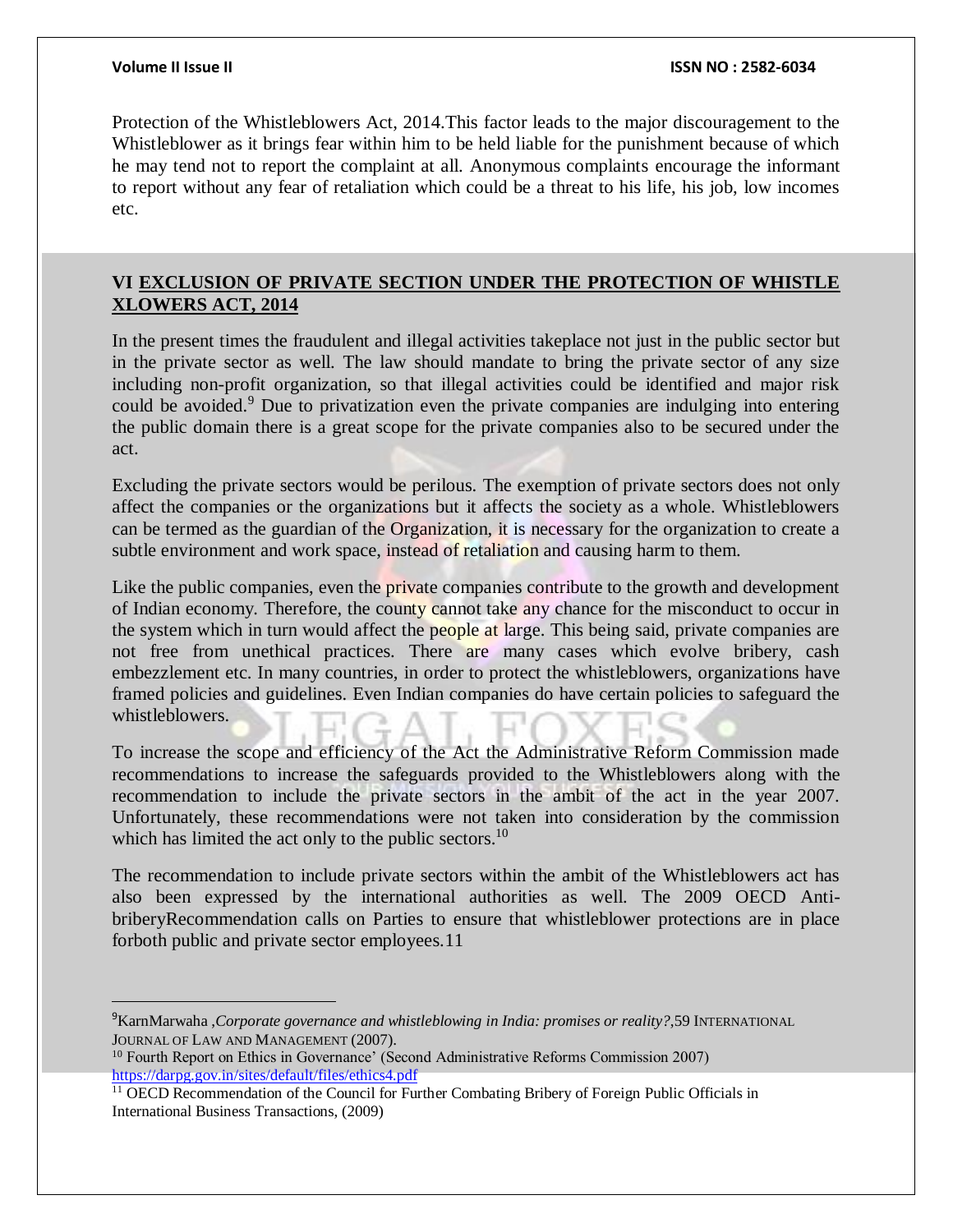Protection of the Whistleblowers Act, 2014.This factor leads to the major discouragement to the Whistleblower as it brings fear within him to be held liable for the punishment because of which he may tend not to report the complaint at all. Anonymous complaints encourage the informant to report without any fear of retaliation which could be a threat to his life, his job, low incomes etc.

## VI EXCLUSION OF PRIVATE SECTION UNDER THE PROTECTION OF WHISTLE XLOWERS ACT, 2014

In the present times the fraudulent and illegal activities takeplace not just in the public sector but in the private sector as well. The law should mandate to bring the private sector of any size including non-profit organization, so that illegal activities could be identified and major risk could be avoided.[9] Due to privatization even the private companies are indulging into entering the public domain there is a great scope for the private companies also to be secured under the act.

Excluding the private sectors would be perilous. The exemption of private sectors does not only affect the companies or the organizations but it affects the society as a whole. Whistleblowers can be termed as the guardian of the Organization, it is necessary for the organization to create a subtle environment and work space, instead of retaliation and causing harm to them.

Like the public companies, even the private companies contribute to the growth and development of Indian economy. Therefore, the county cannot take any chance for the misconduct to occur in the system which in turn would affect the people at large. This being said, private companies are not free from unethical practices. There are many cases which evolve bribery, cash embezzlement etc. In many countries, in order to protect the whistleblowers, organizations have framed policies and guidelines. Even Indian companies do have certain policies to safeguard the whistleblowers.

To increase the scope and efficiency of the Act the Administrative Reform Commission made recommendations to increase the safeguards provided to the Whistleblowers along with the recommendation to include the private sectors in the ambit of the act in the year 2007. Unfortunately, these recommendations were not taken into consideration by the commission which has limited the act only to the public sectors.[10]

The recommendation to include private sectors within the ambit of the Whistleblowers act has also been expressed by the international authorities as well. The 2009 OECD Anti-briberyRecommendation calls on Parties to ensure that whistleblower protections are in place forboth public and private sector employees.11

---

[9] KarnMarwaha ,*Corporate governance and whistleblowing in India: promises or reality?*,59 International Journal of Law and Management (2007).

[10] Fourth Report on Ethics in Governance' (Second Administrative Reforms Commission 2007) https://darpg.gov.in/sites/default/files/ethics4.pdf

[11] OECD Recommendation of the Council for Further Combating Bribery of Foreign Public Officials in International Business Transactions, (2009)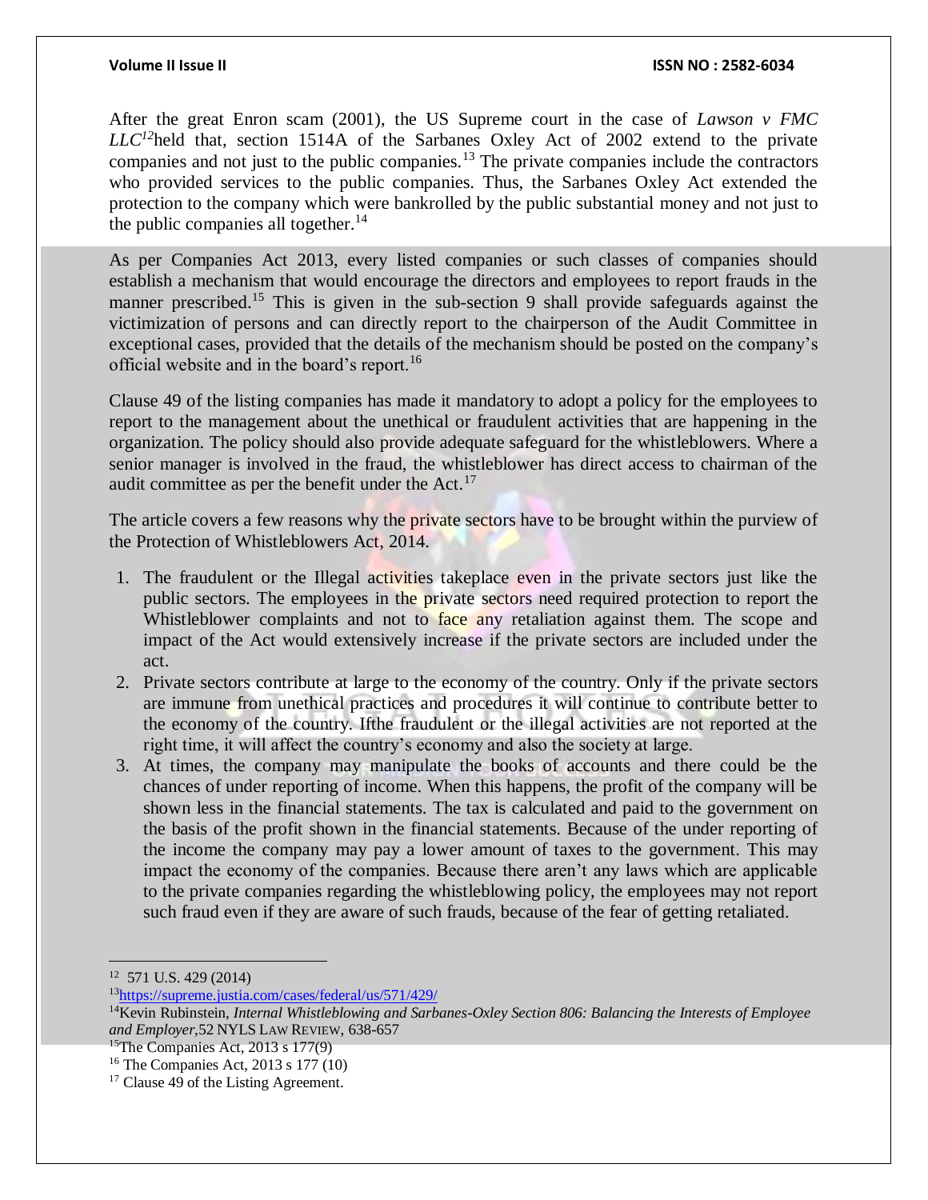After the great Enron scam (2001), the US Supreme court in the case of *Lawson v FMC LLC*[12]held that, section 1514A of the Sarbanes Oxley Act of 2002 extend to the private companies and not just to the public companies.[13] The private companies include the contractors who provided services to the public companies. Thus, the Sarbanes Oxley Act extended the protection to the company which were bankrolled by the public substantial money and not just to the public companies all together.[14]

As per Companies Act 2013, every listed companies or such classes of companies should establish a mechanism that would encourage the directors and employees to report frauds in the manner prescribed.[15] This is given in the sub-section 9 shall provide safeguards against the victimization of persons and can directly report to the chairperson of the Audit Committee in exceptional cases, provided that the details of the mechanism should be posted on the company's official website and in the board's report.[16]

Clause 49 of the listing companies has made it mandatory to adopt a policy for the employees to report to the management about the unethical or fraudulent activities that are happening in the organization. The policy should also provide adequate safeguard for the whistleblowers. Where a senior manager is involved in the fraud, the whistleblower has direct access to chairman of the audit committee as per the benefit under the Act.[17]

The article covers a few reasons why the private sectors have to be brought within the purview of the Protection of Whistleblowers Act, 2014.

1. The fraudulent or the Illegal activities takeplace even in the private sectors just like the public sectors. The employees in the private sectors need required protection to report the Whistleblower complaints and not to face any retaliation against them. The scope and impact of the Act would extensively increase if the private sectors are included under the act.
2. Private sectors contribute at large to the economy of the country. Only if the private sectors are immune from unethical practices and procedures it will continue to contribute better to the economy of the country. Ifthe fraudulent or the illegal activities are not reported at the right time, it will affect the country's economy and also the society at large.
3. At times, the company may manipulate the books of accounts and there could be the chances of under reporting of income. When this happens, the profit of the company will be shown less in the financial statements. The tax is calculated and paid to the government on the basis of the profit shown in the financial statements. Because of the under reporting of the income the company may pay a lower amount of taxes to the government. This may impact the economy of the companies. Because there aren't any laws which are applicable to the private companies regarding the whistleblowing policy, the employees may not report such fraud even if they are aware of such frauds, because of the fear of getting retaliated.

---

[12] 571 U.S. 429 (2014)

[13] https://supreme.justia.com/cases/federal/us/571/429/

[14] Kevin Rubinstein, *Internal Whistleblowing and Sarbanes-Oxley Section 806: Balancing the Interests of Employee and Employer*,52 NYLS LAW REVIEW, 638-657

[15] The Companies Act, 2013 s 177(9)

[16] The Companies Act, 2013 s 177 (10)

[17] Clause 49 of the Listing Agreement.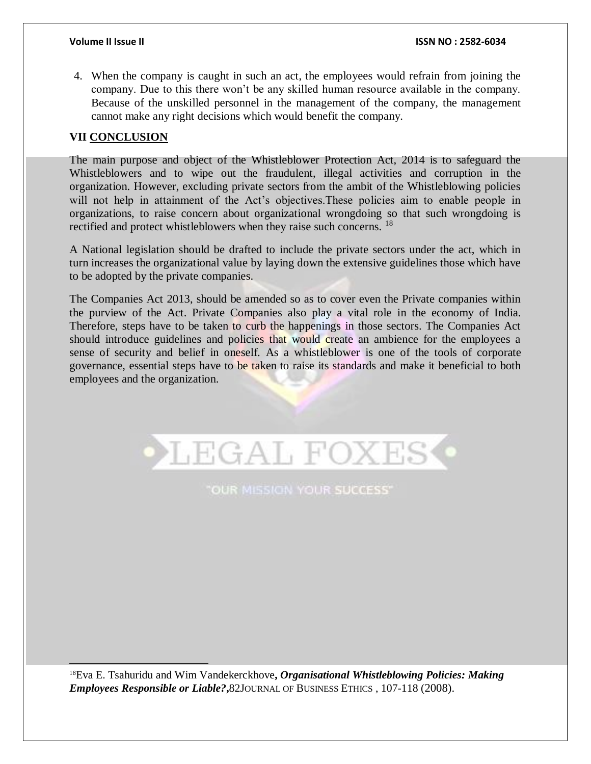4. When the company is caught in such an act, the employees would refrain from joining the company. Due to this there won't be any skilled human resource available in the company. Because of the unskilled personnel in the management of the company, the management cannot make any right decisions which would benefit the company.

## VII CONCLUSION

The main purpose and object of the Whistleblower Protection Act, 2014 is to safeguard the Whistleblowers and to wipe out the fraudulent, illegal activities and corruption in the organization. However, excluding private sectors from the ambit of the Whistleblowing policies will not help in attainment of the Act's objectives.These policies aim to enable people in organizations, to raise concern about organizational wrongdoing so that such wrongdoing is rectified and protect whistleblowers when they raise such concerns. [18]

A National legislation should be drafted to include the private sectors under the act, which in turn increases the organizational value by laying down the extensive guidelines those which have to be adopted by the private companies.

The Companies Act 2013, should be amended so as to cover even the Private companies within the purview of the Act. Private Companies also play a vital role in the economy of India. Therefore, steps have to be taken to curb the happenings in those sectors. The Companies Act should introduce guidelines and policies that would create an ambience for the employees a sense of security and belief in oneself. As a whistleblower is one of the tools of corporate governance, essential steps have to be taken to raise its standards and make it beneficial to both employees and the organization.

---

[18] Eva E. Tsahuridu and Wim Vandekerckhove, ***Organisational Whistleblowing Policies: Making Employees Responsible or Liable?***, 82 JOURNAL OF BUSINESS ETHICS , 107-118 (2008).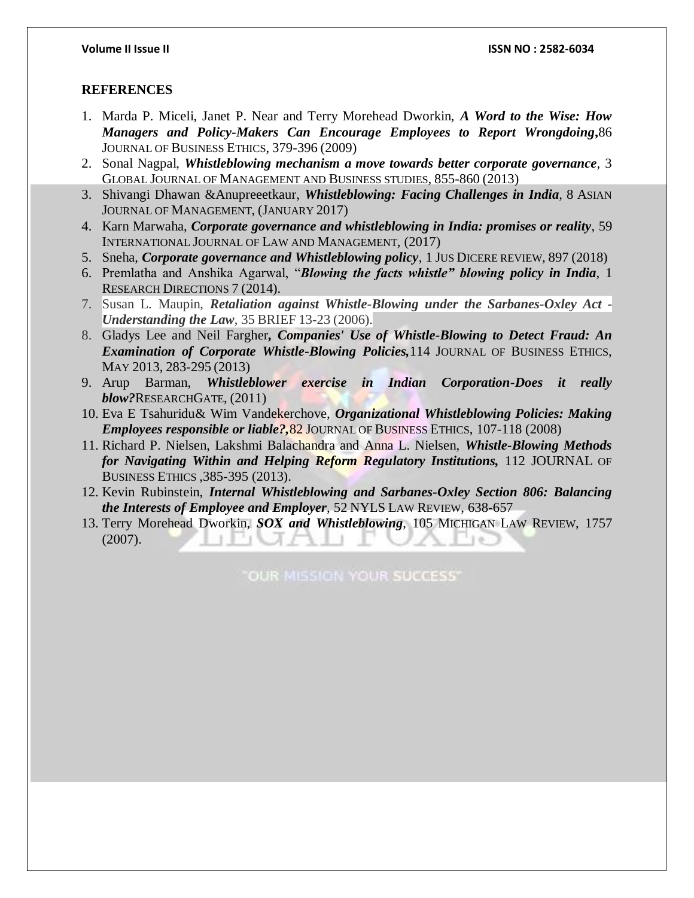## REFERENCES

1. Marda P. Miceli, Janet P. Near and Terry Morehead Dworkin, ***A Word to the Wise: How Managers and Policy-Makers Can Encourage Employees to Report Wrongdoing***,86 JOURNAL OF BUSINESS ETHICS, 379-396 (2009)
2. Sonal Nagpal, ***Whistleblowing mechanism a move towards better corporate governance***, 3 GLOBAL JOURNAL OF MANAGEMENT AND BUSINESS STUDIES, 855-860 (2013)
3. Shivangi Dhawan &Anupreeetkaur, ***Whistleblowing: Facing Challenges in India***, 8 ASIAN JOURNAL OF MANAGEMENT, (JANUARY 2017)
4. Karn Marwaha, ***Corporate governance and whistleblowing in India: promises or reality***, 59 INTERNATIONAL JOURNAL OF LAW AND MANAGEMENT, (2017)
5. Sneha, ***Corporate governance and Whistleblowing policy***, 1 JUS DICERE REVIEW, 897 (2018)
6. Premlatha and Anshika Agarwal, "***Blowing the facts whistle" blowing policy in India***, 1 RESEARCH DIRECTIONS 7 (2014).
7. Susan L. Maupin, ***Retaliation against Whistle-Blowing under the Sarbanes-Oxley Act - Understanding the Law***, 35 BRIEF 13-23 (2006).
8. Gladys Lee and Neil Fargher, ***Companies' Use of Whistle-Blowing to Detect Fraud: An Examination of Corporate Whistle-Blowing Policies***,114 JOURNAL OF BUSINESS ETHICS, MAY 2013, 283-295 (2013)
9. Arup Barman, ***Whistleblower exercise in Indian Corporation-Does it really blow?***RESEARCHGATE, (2011)
10. Eva E Tsahuridu& Wim Vandekerchove, ***Organizational Whistleblowing Policies: Making Employees responsible or liable?***,82 JOURNAL OF BUSINESS ETHICS, 107-118 (2008)
11. Richard P. Nielsen, Lakshmi Balachandra and Anna L. Nielsen, ***Whistle-Blowing Methods for Navigating Within and Helping Reform Regulatory Institutions,*** 112 JOURNAL OF BUSINESS ETHICS ,385-395 (2013).
12. Kevin Rubinstein, ***Internal Whistleblowing and Sarbanes-Oxley Section 806: Balancing the Interests of Employee and Employer***, 52 NYLS LAW REVIEW, 638-657
13. Terry Morehead Dworkin, ***SOX and Whistleblowing***, 105 MICHIGAN LAW REVIEW, 1757 (2007).